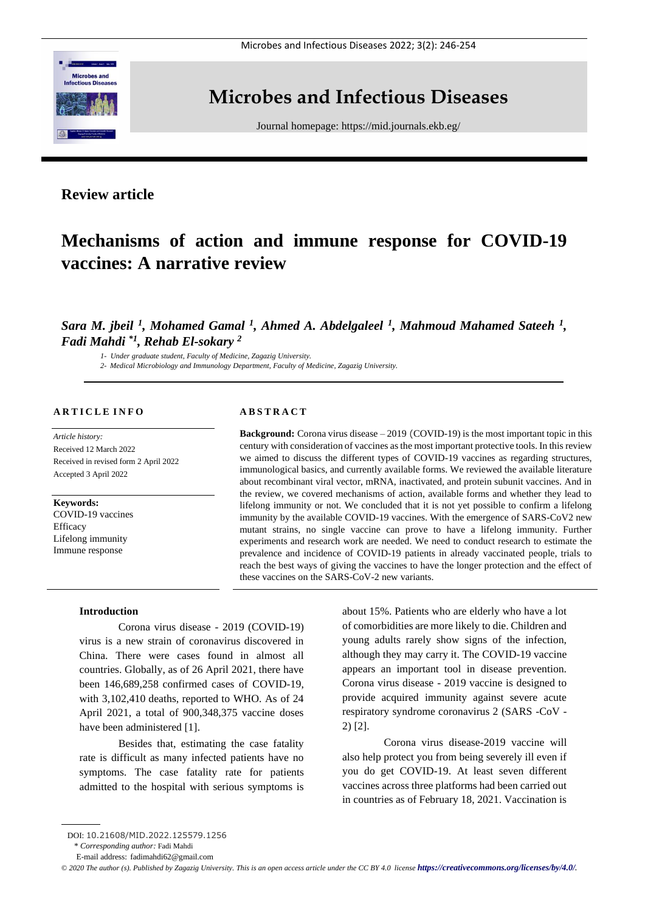# Microbes and Infectious Diseases

Journal homepage: https://mid.journals.ekb.eg/

## Review article

# Mechanisms of action and immune response for COVID-19 vaccines: A narrative review

***Sara M. jbeil [1], Mohamed Gamal [1], Ahmed A. Abdelgaleel [1], Mahmoud Mahamed Sateeh [1], Fadi Mahdi [*1], Rehab El-sokary [2]***

*1- Under graduate student, Faculty of Medicine, Zagazig University.*
*2- Medical Microbiology and Immunology Department, Faculty of Medicine, Zagazig University.*

### ARTICLE INFO

*Article history:*
Received 12 March 2022
Received in revised form 2 April 2022
Accepted 3 April 2022

**Keywords:**
COVID-19 vaccines
Efficacy
Lifelong immunity
Immune response

### ABSTRACT

**Background:** Corona virus disease – 2019 (COVID-19) is the most important topic in this century with consideration of vaccines as the most important protective tools. In this review we aimed to discuss the different types of COVID-19 vaccines as regarding structures, immunological basics, and currently available forms. We reviewed the available literature about recombinant viral vector, mRNA, inactivated, and protein subunit vaccines. And in the review, we covered mechanisms of action, available forms and whether they lead to lifelong immunity or not. We concluded that it is not yet possible to confirm a lifelong immunity by the available COVID-19 vaccines. With the emergence of SARS-CoV2 new mutant strains, no single vaccine can prove to have a lifelong immunity. Further experiments and research work are needed. We need to conduct research to estimate the prevalence and incidence of COVID-19 patients in already vaccinated people, trials to reach the best ways of giving the vaccines to have the longer protection and the effect of these vaccines on the SARS-CoV-2 new variants.

### Introduction

Corona virus disease - 2019 (COVID-19) virus is a new strain of coronavirus discovered in China. There were cases found in almost all countries. Globally, as of 26 April 2021, there have been 146,689,258 confirmed cases of COVID-19, with 3,102,410 deaths, reported to WHO. As of 24 April 2021, a total of 900,348,375 vaccine doses have been administered [1].

Besides that, estimating the case fatality rate is difficult as many infected patients have no symptoms. The case fatality rate for patients admitted to the hospital with serious symptoms is about 15%. Patients who are elderly who have a lot of comorbidities are more likely to die. Children and young adults rarely show signs of the infection, although they may carry it. The COVID-19 vaccine appears an important tool in disease prevention. Corona virus disease - 2019 vaccine is designed to provide acquired immunity against severe acute respiratory syndrome coronavirus 2 (SARS -CoV - 2) [2].

Corona virus disease-2019 vaccine will also help protect you from being severely ill even if you do get COVID-19. At least seven different vaccines across three platforms had been carried out in countries as of February 18, 2021. Vaccination is

DOI: 10.21608/MID.2022.125579.1256
\* *Corresponding author:* Fadi Mahdi
E-mail address: fadimahdi62@gmail.com

*© 2020 The author (s). Published by Zagazig University. This is an open access article under the CC BY 4.0 license* ***https://creativecommons.org/licenses/by/4.0/.***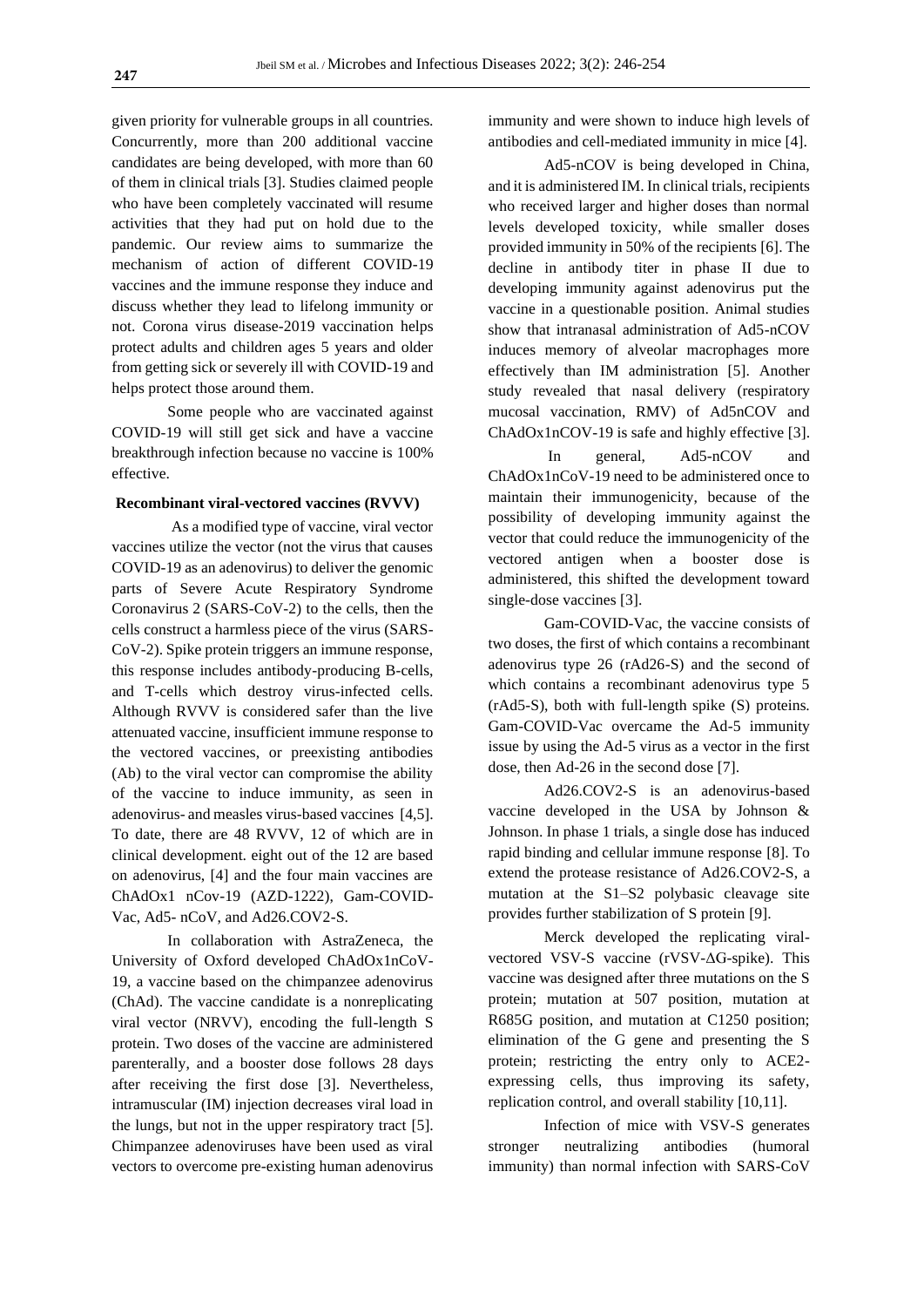given priority for vulnerable groups in all countries. Concurrently, more than 200 additional vaccine candidates are being developed, with more than 60 of them in clinical trials [3]. Studies claimed people who have been completely vaccinated will resume activities that they had put on hold due to the pandemic. Our review aims to summarize the mechanism of action of different COVID-19 vaccines and the immune response they induce and discuss whether they lead to lifelong immunity or not. Corona virus disease-2019 vaccination helps protect adults and children ages 5 years and older from getting sick or severely ill with COVID-19 and helps protect those around them.

Some people who are vaccinated against COVID-19 will still get sick and have a vaccine breakthrough infection because no vaccine is 100% effective.

**Recombinant viral-vectored vaccines (RVVV)**

As a modified type of vaccine, viral vector vaccines utilize the vector (not the virus that causes COVID-19 as an adenovirus) to deliver the genomic parts of Severe Acute Respiratory Syndrome Coronavirus 2 (SARS-CoV-2) to the cells, then the cells construct a harmless piece of the virus (SARS-CoV-2). Spike protein triggers an immune response, this response includes antibody-producing B-cells, and T-cells which destroy virus-infected cells. Although RVVV is considered safer than the live attenuated vaccine, insufficient immune response to the vectored vaccines, or preexisting antibodies (Ab) to the viral vector can compromise the ability of the vaccine to induce immunity, as seen in adenovirus- and measles virus-based vaccines [4,5]. To date, there are 48 RVVV, 12 of which are in clinical development. eight out of the 12 are based on adenovirus, [4] and the four main vaccines are ChAdOx1 nCov-19 (AZD-1222), Gam-COVID-Vac, Ad5- nCoV, and Ad26.COV2-S.

In collaboration with AstraZeneca, the University of Oxford developed ChAdOx1nCoV-19, a vaccine based on the chimpanzee adenovirus (ChAd). The vaccine candidate is a nonreplicating viral vector (NRVV), encoding the full-length S protein. Two doses of the vaccine are administered parenterally, and a booster dose follows 28 days after receiving the first dose [3]. Nevertheless, intramuscular (IM) injection decreases viral load in the lungs, but not in the upper respiratory tract [5]. Chimpanzee adenoviruses have been used as viral vectors to overcome pre-existing human adenovirus immunity and were shown to induce high levels of antibodies and cell-mediated immunity in mice [4].

Ad5-nCOV is being developed in China, and it is administered IM. In clinical trials, recipients who received larger and higher doses than normal levels developed toxicity, while smaller doses provided immunity in 50% of the recipients [6]. The decline in antibody titer in phase II due to developing immunity against adenovirus put the vaccine in a questionable position. Animal studies show that intranasal administration of Ad5-nCOV induces memory of alveolar macrophages more effectively than IM administration [5]. Another study revealed that nasal delivery (respiratory mucosal vaccination, RMV) of Ad5nCOV and ChAdOx1nCOV-19 is safe and highly effective [3].

In general, Ad5-nCOV and ChAdOx1nCoV-19 need to be administered once to maintain their immunogenicity, because of the possibility of developing immunity against the vector that could reduce the immunogenicity of the vectored antigen when a booster dose is administered, this shifted the development toward single-dose vaccines [3].

Gam-COVID-Vac, the vaccine consists of two doses, the first of which contains a recombinant adenovirus type 26 (rAd26-S) and the second of which contains a recombinant adenovirus type 5 (rAd5-S), both with full-length spike (S) proteins. Gam-COVID-Vac overcame the Ad-5 immunity issue by using the Ad-5 virus as a vector in the first dose, then Ad-26 in the second dose [7].

Ad26.COV2-S is an adenovirus-based vaccine developed in the USA by Johnson & Johnson. In phase 1 trials, a single dose has induced rapid binding and cellular immune response [8]. To extend the protease resistance of Ad26.COV2-S, a mutation at the S1–S2 polybasic cleavage site provides further stabilization of S protein [9].

Merck developed the replicating viral-vectored VSV-S vaccine (rVSV-ΔG-spike). This vaccine was designed after three mutations on the S protein; mutation at 507 position, mutation at R685G position, and mutation at C1250 position; elimination of the G gene and presenting the S protein; restricting the entry only to ACE2-expressing cells, thus improving its safety, replication control, and overall stability [10,11].

Infection of mice with VSV-S generates stronger neutralizing antibodies (humoral immunity) than normal infection with SARS-CoV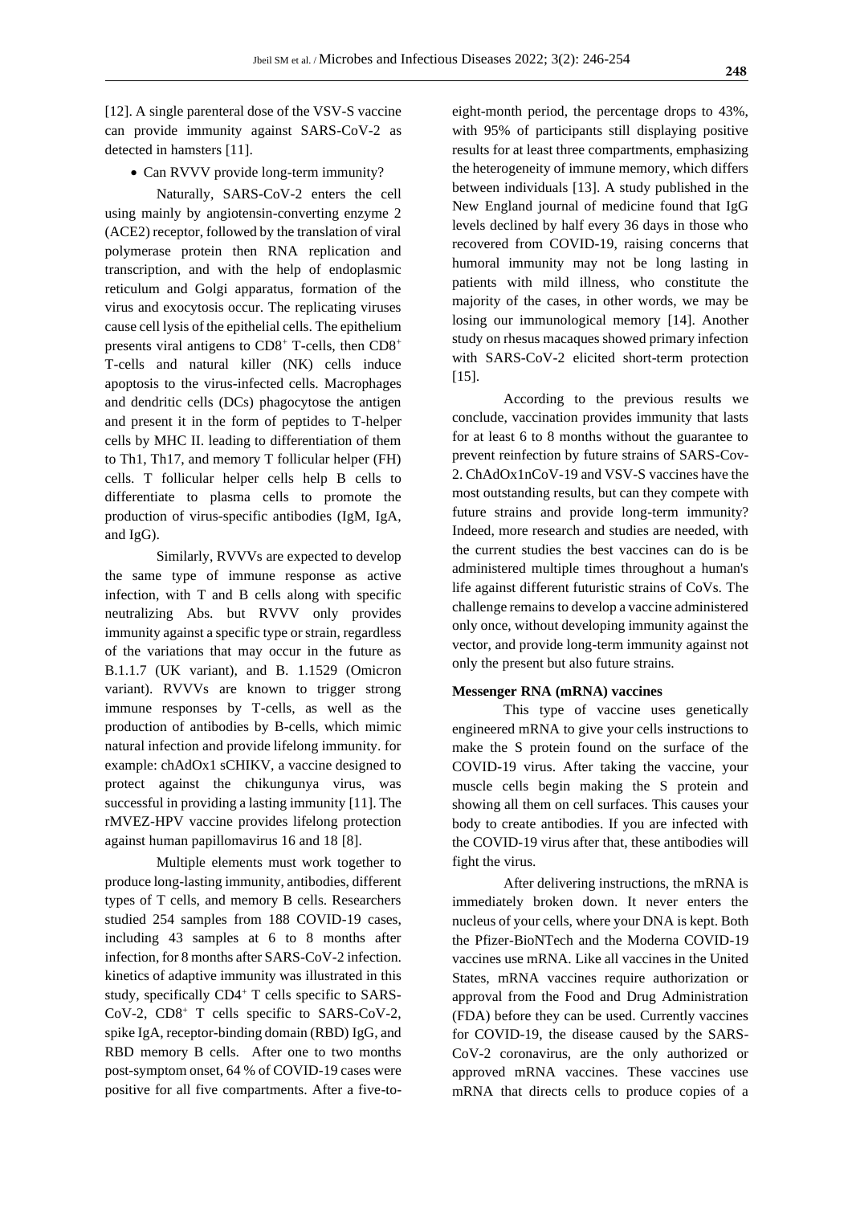[12]. A single parenteral dose of the VSV-S vaccine can provide immunity against SARS-CoV-2 as detected in hamsters [11].

- Can RVVV provide long-term immunity?

Naturally, SARS-CoV-2 enters the cell using mainly by angiotensin-converting enzyme 2 (ACE2) receptor, followed by the translation of viral polymerase protein then RNA replication and transcription, and with the help of endoplasmic reticulum and Golgi apparatus, formation of the virus and exocytosis occur. The replicating viruses cause cell lysis of the epithelial cells. The epithelium presents viral antigens to $CD8^+$ T-cells, then $CD8^+$ T-cells and natural killer (NK) cells induce apoptosis to the virus-infected cells. Macrophages and dendritic cells (DCs) phagocytose the antigen and present it in the form of peptides to T-helper cells by MHC II. leading to differentiation of them to Th1, Th17, and memory T follicular helper (FH) cells. T follicular helper cells help B cells to differentiate to plasma cells to promote the production of virus-specific antibodies (IgM, IgA, and IgG).

Similarly, RVVVs are expected to develop the same type of immune response as active infection, with T and B cells along with specific neutralizing Abs. but RVVV only provides immunity against a specific type or strain, regardless of the variations that may occur in the future as B.1.1.7 (UK variant), and B. 1.1529 (Omicron variant). RVVVs are known to trigger strong immune responses by T-cells, as well as the production of antibodies by B-cells, which mimic natural infection and provide lifelong immunity. for example: chAdOx1 sCHIKV, a vaccine designed to protect against the chikungunya virus, was successful in providing a lasting immunity [11]. The rMVEZ-HPV vaccine provides lifelong protection against human papillomavirus 16 and 18 [8].

Multiple elements must work together to produce long-lasting immunity, antibodies, different types of T cells, and memory B cells. Researchers studied 254 samples from 188 COVID-19 cases, including 43 samples at 6 to 8 months after infection, for 8 months after SARS-CoV-2 infection. kinetics of adaptive immunity was illustrated in this study, specifically $CD4^+$ T cells specific to SARS-CoV-2, $CD8^+$ T cells specific to SARS-CoV-2, spike IgA, receptor-binding domain (RBD) IgG, and RBD memory B cells. After one to two months post-symptom onset, 64 % of COVID-19 cases were positive for all five compartments. After a five-to-eight-month period, the percentage drops to 43%, with 95% of participants still displaying positive results for at least three compartments, emphasizing the heterogeneity of immune memory, which differs between individuals [13]. A study published in the New England journal of medicine found that IgG levels declined by half every 36 days in those who recovered from COVID-19, raising concerns that humoral immunity may not be long lasting in patients with mild illness, who constitute the majority of the cases, in other words, we may be losing our immunological memory [14]. Another study on rhesus macaques showed primary infection with SARS-CoV-2 elicited short-term protection [15].

According to the previous results we conclude, vaccination provides immunity that lasts for at least 6 to 8 months without the guarantee to prevent reinfection by future strains of SARS-Cov-2. ChAdOx1nCoV-19 and VSV-S vaccines have the most outstanding results, but can they compete with future strains and provide long-term immunity? Indeed, more research and studies are needed, with the current studies the best vaccines can do is be administered multiple times throughout a human's life against different futuristic strains of CoVs. The challenge remains to develop a vaccine administered only once, without developing immunity against the vector, and provide long-term immunity against not only the present but also future strains.

**Messenger RNA (mRNA) vaccines**

This type of vaccine uses genetically engineered mRNA to give your cells instructions to make the S protein found on the surface of the COVID-19 virus. After taking the vaccine, your muscle cells begin making the S protein and showing all them on cell surfaces. This causes your body to create antibodies. If you are infected with the COVID-19 virus after that, these antibodies will fight the virus.

After delivering instructions, the mRNA is immediately broken down. It never enters the nucleus of your cells, where your DNA is kept. Both the Pfizer-BioNTech and the Moderna COVID-19 vaccines use mRNA. Like all vaccines in the United States, mRNA vaccines require authorization or approval from the Food and Drug Administration (FDA) before they can be used. Currently vaccines for COVID-19, the disease caused by the SARS-CoV-2 coronavirus, are the only authorized or approved mRNA vaccines. These vaccines use mRNA that directs cells to produce copies of a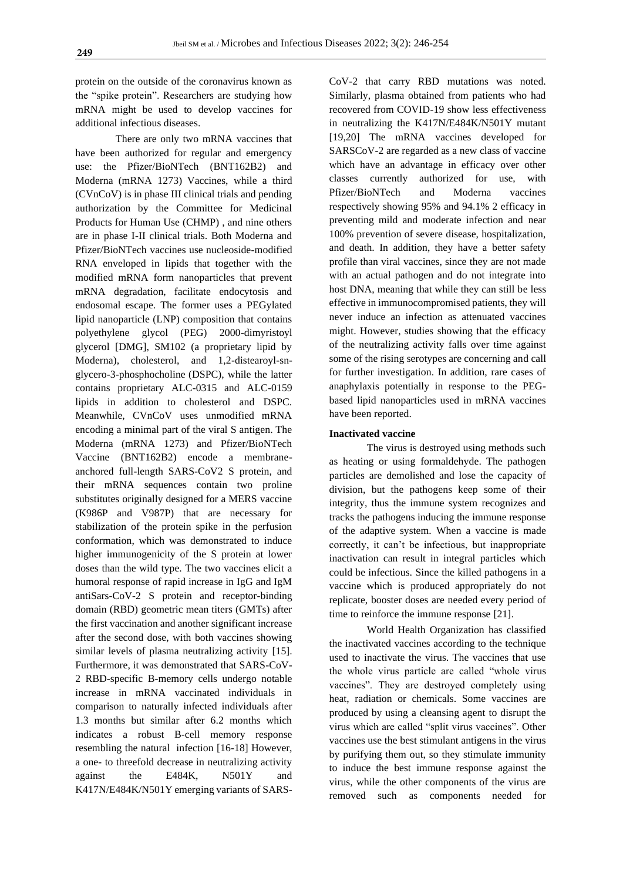protein on the outside of the coronavirus known as the "spike protein". Researchers are studying how mRNA might be used to develop vaccines for additional infectious diseases.

There are only two mRNA vaccines that have been authorized for regular and emergency use: the Pfizer/BioNTech (BNT162B2) and Moderna (mRNA 1273) Vaccines, while a third (CVnCoV) is in phase III clinical trials and pending authorization by the Committee for Medicinal Products for Human Use (CHMP) , and nine others are in phase I-II clinical trials. Both Moderna and Pfizer/BioNTech vaccines use nucleoside-modified RNA enveloped in lipids that together with the modified mRNA form nanoparticles that prevent mRNA degradation, facilitate endocytosis and endosomal escape. The former uses a PEGylated lipid nanoparticle (LNP) composition that contains polyethylene glycol (PEG) 2000-dimyristoyl glycerol [DMG], SM102 (a proprietary lipid by Moderna), cholesterol, and 1,2-distearoyl-sn-glycero-3-phosphocholine (DSPC), while the latter contains proprietary ALC-0315 and ALC-0159 lipids in addition to cholesterol and DSPC. Meanwhile, CVnCoV uses unmodified mRNA encoding a minimal part of the viral S antigen. The Moderna (mRNA 1273) and Pfizer/BioNTech Vaccine (BNT162B2) encode a membrane-anchored full-length SARS-CoV2 S protein, and their mRNA sequences contain two proline substitutes originally designed for a MERS vaccine (K986P and V987P) that are necessary for stabilization of the protein spike in the perfusion conformation, which was demonstrated to induce higher immunogenicity of the S protein at lower doses than the wild type. The two vaccines elicit a humoral response of rapid increase in IgG and IgM antiSars-CoV-2 S protein and receptor-binding domain (RBD) geometric mean titers (GMTs) after the first vaccination and another significant increase after the second dose, with both vaccines showing similar levels of plasma neutralizing activity [15]. Furthermore, it was demonstrated that SARS-CoV-2 RBD-specific B-memory cells undergo notable increase in mRNA vaccinated individuals in comparison to naturally infected individuals after 1.3 months but similar after 6.2 months which indicates a robust B-cell memory response resembling the natural infection [16-18] However, a one- to threefold decrease in neutralizing activity against the E484K, N501Y and K417N/E484K/N501Y emerging variants of SARS-CoV-2 that carry RBD mutations was noted. Similarly, plasma obtained from patients who had recovered from COVID-19 show less effectiveness in neutralizing the K417N/E484K/N501Y mutant [19,20] The mRNA vaccines developed for SARSCoV-2 are regarded as a new class of vaccine which have an advantage in efficacy over other classes currently authorized for use, with Pfizer/BioNTech and Moderna vaccines respectively showing 95% and 94.1% 2 efficacy in preventing mild and moderate infection and near 100% prevention of severe disease, hospitalization, and death. In addition, they have a better safety profile than viral vaccines, since they are not made with an actual pathogen and do not integrate into host DNA, meaning that while they can still be less effective in immunocompromised patients, they will never induce an infection as attenuated vaccines might. However, studies showing that the efficacy of the neutralizing activity falls over time against some of the rising serotypes are concerning and call for further investigation. In addition, rare cases of anaphylaxis potentially in response to the PEG-based lipid nanoparticles used in mRNA vaccines have been reported.

**Inactivated vaccine**

The virus is destroyed using methods such as heating or using formaldehyde. The pathogen particles are demolished and lose the capacity of division, but the pathogens keep some of their integrity, thus the immune system recognizes and tracks the pathogens inducing the immune response of the adaptive system. When a vaccine is made correctly, it can't be infectious, but inappropriate inactivation can result in integral particles which could be infectious. Since the killed pathogens in a vaccine which is produced appropriately do not replicate, booster doses are needed every period of time to reinforce the immune response [21].

World Health Organization has classified the inactivated vaccines according to the technique used to inactivate the virus. The vaccines that use the whole virus particle are called "whole virus vaccines". They are destroyed completely using heat, radiation or chemicals. Some vaccines are produced by using a cleansing agent to disrupt the virus which are called "split virus vaccines". Other vaccines use the best stimulant antigens in the virus by purifying them out, so they stimulate immunity to induce the best immune response against the virus, while the other components of the virus are removed such as components needed for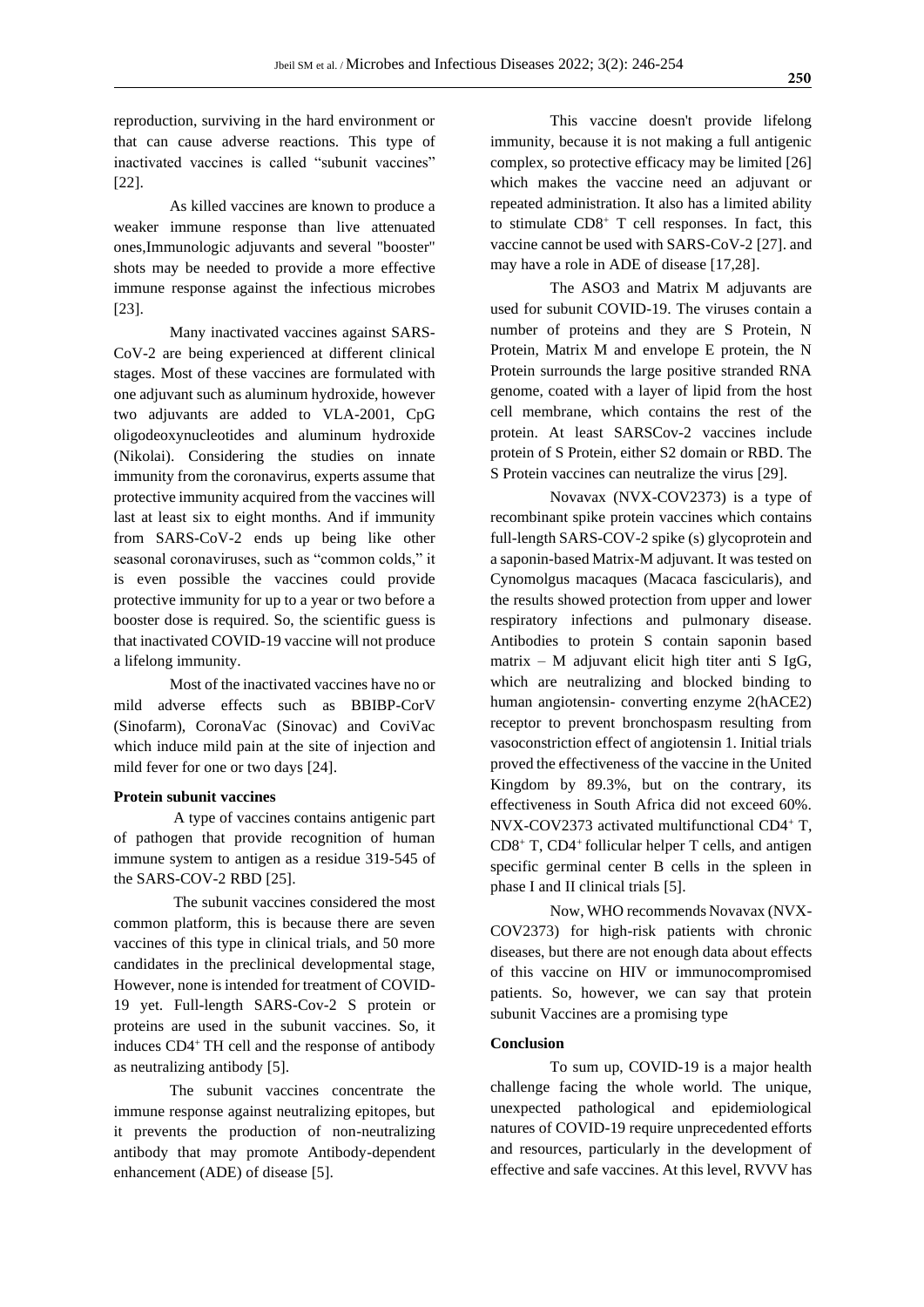reproduction, surviving in the hard environment or that can cause adverse reactions. This type of inactivated vaccines is called "subunit vaccines" [22].

As killed vaccines are known to produce a weaker immune response than live attenuated ones,Immunologic adjuvants and several "booster" shots may be needed to provide a more effective immune response against the infectious microbes [23].

Many inactivated vaccines against SARS-CoV-2 are being experienced at different clinical stages. Most of these vaccines are formulated with one adjuvant such as aluminum hydroxide, however two adjuvants are added to VLA-2001, CpG oligodeoxynucleotides and aluminum hydroxide (Nikolai). Considering the studies on innate immunity from the coronavirus, experts assume that protective immunity acquired from the vaccines will last at least six to eight months. And if immunity from SARS-CoV-2 ends up being like other seasonal coronaviruses, such as "common colds," it is even possible the vaccines could provide protective immunity for up to a year or two before a booster dose is required. So, the scientific guess is that inactivated COVID-19 vaccine will not produce a lifelong immunity.

Most of the inactivated vaccines have no or mild adverse effects such as BBIBP-CorV (Sinofarm), CoronaVac (Sinovac) and CoviVac which induce mild pain at the site of injection and mild fever for one or two days [24].

**Protein subunit vaccines**

A type of vaccines contains antigenic part of pathogen that provide recognition of human immune system to antigen as a residue 319-545 of the SARS-COV-2 RBD [25].

The subunit vaccines considered the most common platform, this is because there are seven vaccines of this type in clinical trials, and 50 more candidates in the preclinical developmental stage, However, none is intended for treatment of COVID-19 yet. Full-length SARS-Cov-2 S protein or proteins are used in the subunit vaccines. So, it induces $CD4^+$ TH cell and the response of antibody as neutralizing antibody [5].

The subunit vaccines concentrate the immune response against neutralizing epitopes, but it prevents the production of non-neutralizing antibody that may promote Antibody-dependent enhancement (ADE) of disease [5].

This vaccine doesn't provide lifelong immunity, because it is not making a full antigenic complex, so protective efficacy may be limited [26] which makes the vaccine need an adjuvant or repeated administration. It also has a limited ability to stimulate $CD8^+$ T cell responses. In fact, this vaccine cannot be used with SARS-CoV-2 [27]. and may have a role in ADE of disease [17,28].

The ASO3 and Matrix M adjuvants are used for subunit COVID-19. The viruses contain a number of proteins and they are S Protein, N Protein, Matrix M and envelope E protein, the N Protein surrounds the large positive stranded RNA genome, coated with a layer of lipid from the host cell membrane, which contains the rest of the protein. At least SARSCov-2 vaccines include protein of S Protein, either S2 domain or RBD. The S Protein vaccines can neutralize the virus [29].

Novavax (NVX-COV2373) is a type of recombinant spike protein vaccines which contains full-length SARS-COV-2 spike (s) glycoprotein and a saponin-based Matrix-M adjuvant. It was tested on Cynomolgus macaques (Macaca fascicularis), and the results showed protection from upper and lower respiratory infections and pulmonary disease. Antibodies to protein S contain saponin based matrix – M adjuvant elicit high titer anti S IgG, which are neutralizing and blocked binding to human angiotensin- converting enzyme 2(hACE2) receptor to prevent bronchospasm resulting from vasoconstriction effect of angiotensin 1. Initial trials proved the effectiveness of the vaccine in the United Kingdom by 89.3%, but on the contrary, its effectiveness in South Africa did not exceed 60%. NVX-COV2373 activated multifunctional $CD4^+$ T, $CD8^+$ T, $CD4^+$ follicular helper T cells, and antigen specific germinal center B cells in the spleen in phase I and II clinical trials [5].

Now, WHO recommends Novavax (NVX-COV2373) for high-risk patients with chronic diseases, but there are not enough data about effects of this vaccine on HIV or immunocompromised patients. So, however, we can say that protein subunit Vaccines are a promising type

**Conclusion**

To sum up, COVID-19 is a major health challenge facing the whole world. The unique, unexpected pathological and epidemiological natures of COVID-19 require unprecedented efforts and resources, particularly in the development of effective and safe vaccines. At this level, RVVV has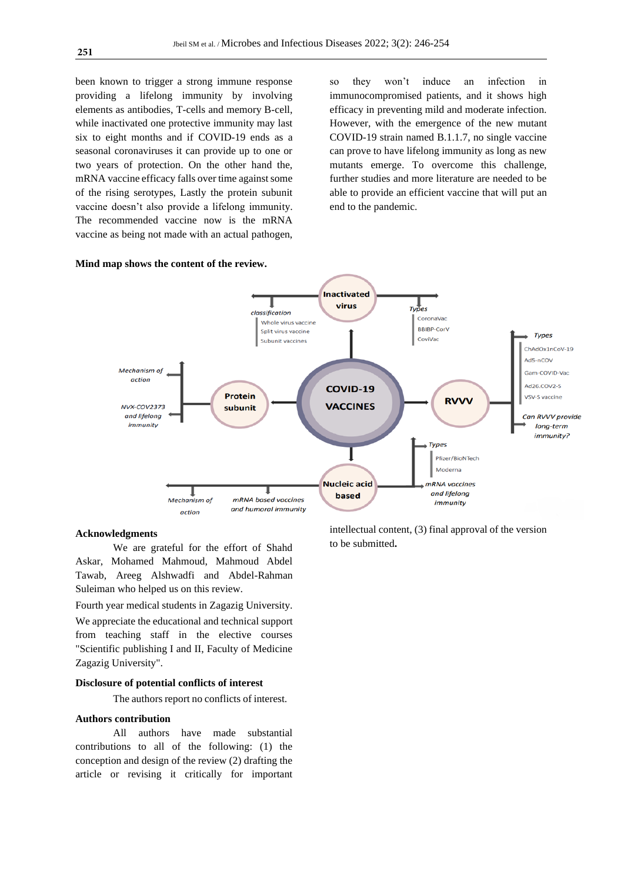been known to trigger a strong immune response providing a lifelong immunity by involving elements as antibodies, T-cells and memory B-cell, while inactivated one protective immunity may last six to eight months and if COVID-19 ends as a seasonal coronaviruses it can provide up to one or two years of protection. On the other hand the, mRNA vaccine efficacy falls over time against some of the rising serotypes, Lastly the protein subunit vaccine doesn't also provide a lifelong immunity. The recommended vaccine now is the mRNA vaccine as being not made with an actual pathogen, so they won't induce an infection in immunocompromised patients, and it shows high efficacy in preventing mild and moderate infection. However, with the emergence of the new mutant COVID-19 strain named B.1.1.7, no single vaccine can prove to have lifelong immunity as long as new mutants emerge. To overcome this challenge, further studies and more literature are needed to be able to provide an efficient vaccine that will put an end to the pandemic.

**Mind map shows the content of the review.**

COVID-19 VACCINES

- Inactivated virus
  - classification
    - Whole virus vaccine
    - Split virus vaccine
    - Subunit vaccines
  - Types
    - CoronaVac
    - BBIBP-CorV
    - CoviVac
- RVVV
  - Types
    - ChAdOx1nCoV-19
    - Ad5-nCOV
    - Gam-COVID-Vac
    - Ad26.COV2-S
    - VSV-S vaccine
  - Can RVVV provide long-term immunity?
- Nucleic acid based
  - Types
    - Pfizer/BioNTech
    - Moderna
  - mRNA vaccines and lifelong immunity
  - mRNA based vaccines and humoral immunity
  - Mechanism of action
- Protein subunit
  - Mechanism of action
  - NVX-COV2373 and lifelong immunity

## Acknowledgments

We are grateful for the effort of Shahd Askar, Mohamed Mahmoud, Mahmoud Abdel Tawab, Areeg Alshwadfi and Abdel-Rahman Suleiman who helped us on this review.

Fourth year medical students in Zagazig University.

We appreciate the educational and technical support from teaching staff in the elective courses "Scientific publishing I and II, Faculty of Medicine Zagazig University".

## Disclosure of potential conflicts of interest

The authors report no conflicts of interest.

## Authors contribution

All authors have made substantial contributions to all of the following: (1) the conception and design of the review (2) drafting the article or revising it critically for important intellectual content, (3) final approval of the version to be submitted.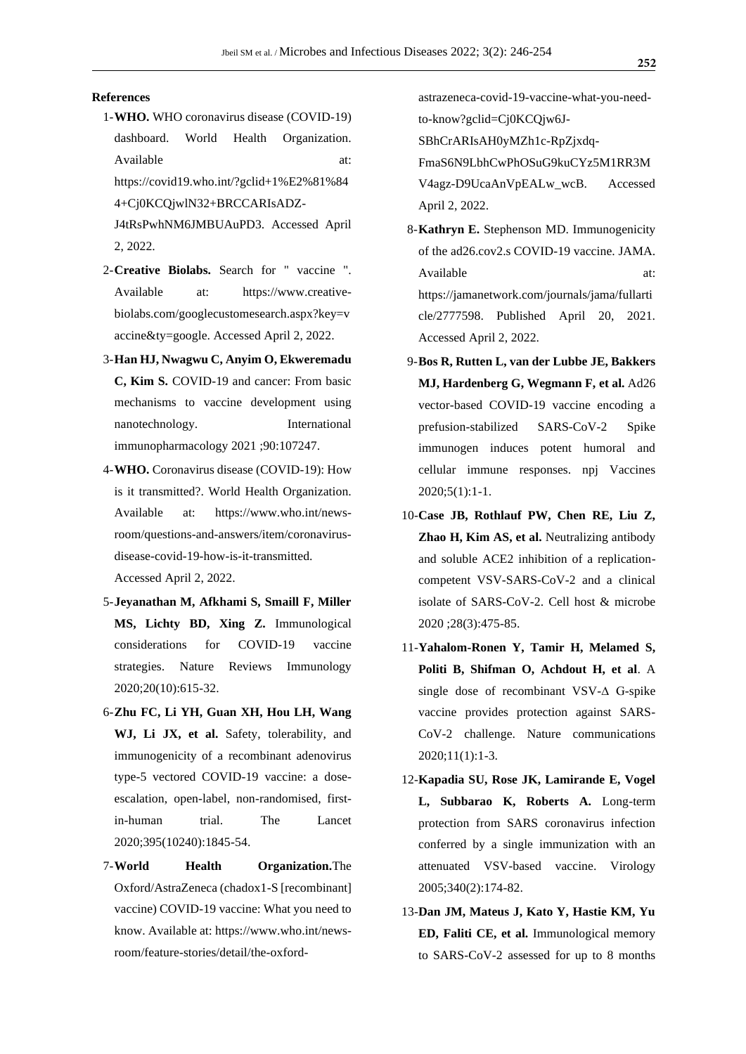**References**

1- **WHO.** WHO coronavirus disease (COVID-19) dashboard. World Health Organization. Available at: https://covid19.who.int/?gclid+1%E2%81%844+Cj0KCQjwlN32+BRCCARIsADZ-J4tRsPwhNM6JMBUAuPD3. Accessed April 2, 2022.

2- **Creative Biolabs.** Search for " vaccine ". Available at: https://www.creative-biolabs.com/googlecustomesearch.aspx?key=vaccine&ty=google. Accessed April 2, 2022.

3- **Han HJ, Nwagwu C, Anyim O, Ekweremadu C, Kim S.** COVID-19 and cancer: From basic mechanisms to vaccine development using nanotechnology. International immunopharmacology 2021 ;90:107247.

4- **WHO.** Coronavirus disease (COVID-19): How is it transmitted?. World Health Organization. Available at: https://www.who.int/news-room/questions-and-answers/item/coronavirus-disease-covid-19-how-is-it-transmitted. Accessed April 2, 2022.

5- **Jeyanathan M, Afkhami S, Smaill F, Miller MS, Lichty BD, Xing Z.** Immunological considerations for COVID-19 vaccine strategies. Nature Reviews Immunology 2020;20(10):615-32.

6- **Zhu FC, Li YH, Guan XH, Hou LH, Wang WJ, Li JX, et al.** Safety, tolerability, and immunogenicity of a recombinant adenovirus type-5 vectored COVID-19 vaccine: a dose-escalation, open-label, non-randomised, first-in-human trial. The Lancet 2020;395(10240):1845-54.

7- **World Health Organization.** The Oxford/AstraZeneca (chadox1-S [recombinant] vaccine) COVID-19 vaccine: What you need to know. Available at: https://www.who.int/news-room/feature-stories/detail/the-oxford-astrazeneca-covid-19-vaccine-what-you-need-to-know?gclid=Cj0KCQjw6J-SBhCrARIsAH0yMZh1c-RpZjxdq-FmaS6N9LbhCwPhOSuG9kuCYz5M1RR3MV4agz-D9UcaAnVpEALw_wcB. Accessed April 2, 2022.

8- **Kathryn E.** Stephenson MD. Immunogenicity of the ad26.cov2.s COVID-19 vaccine. JAMA. Available at: https://jamanetwork.com/journals/jama/fullarticle/2777598. Published April 20, 2021. Accessed April 2, 2022.

9- **Bos R, Rutten L, van der Lubbe JE, Bakkers MJ, Hardenberg G, Wegmann F, et al.** Ad26 vector-based COVID-19 vaccine encoding a prefusion-stabilized SARS-CoV-2 Spike immunogen induces potent humoral and cellular immune responses. npj Vaccines 2020;5(1):1-1.

10- **Case JB, Rothlauf PW, Chen RE, Liu Z, Zhao H, Kim AS, et al.** Neutralizing antibody and soluble ACE2 inhibition of a replication-competent VSV-SARS-CoV-2 and a clinical isolate of SARS-CoV-2. Cell host & microbe 2020 ;28(3):475-85.

11- **Yahalom-Ronen Y, Tamir H, Melamed S, Politi B, Shifman O, Achdout H, et al**. A single dose of recombinant VSV-Δ G-spike vaccine provides protection against SARS-CoV-2 challenge. Nature communications 2020;11(1):1-3.

12- **Kapadia SU, Rose JK, Lamirande E, Vogel L, Subbarao K, Roberts A.** Long-term protection from SARS coronavirus infection conferred by a single immunization with an attenuated VSV-based vaccine. Virology 2005;340(2):174-82.

13- **Dan JM, Mateus J, Kato Y, Hastie KM, Yu ED, Faliti CE, et al.** Immunological memory to SARS-CoV-2 assessed for up to 8 months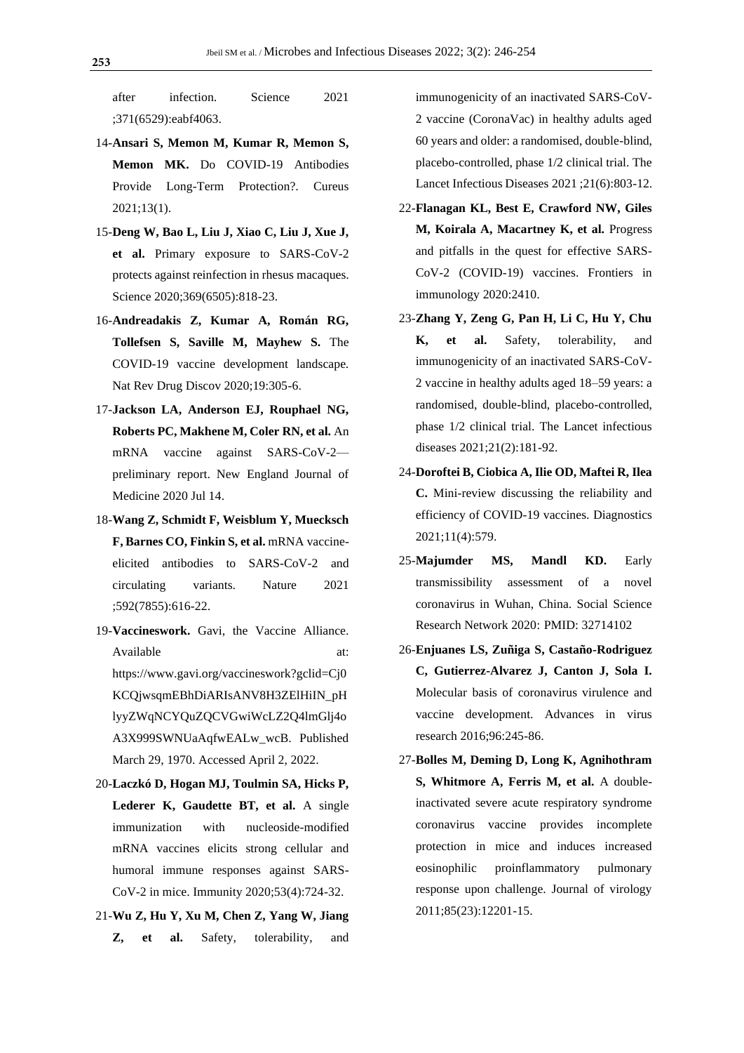after infection. Science 2021 ;371(6529):eabf4063.

14-**Ansari S, Memon M, Kumar R, Memon S, Memon MK.** Do COVID-19 Antibodies Provide Long-Term Protection?. Cureus 2021;13(1).

15-**Deng W, Bao L, Liu J, Xiao C, Liu J, Xue J, et al.** Primary exposure to SARS-CoV-2 protects against reinfection in rhesus macaques. Science 2020;369(6505):818-23.

16-**Andreadakis Z, Kumar A, Román RG, Tollefsen S, Saville M, Mayhew S.** The COVID-19 vaccine development landscape. Nat Rev Drug Discov 2020;19:305-6.

17-**Jackson LA, Anderson EJ, Rouphael NG, Roberts PC, Makhene M, Coler RN, et al.** An mRNA vaccine against SARS-CoV-2—preliminary report. New England Journal of Medicine 2020 Jul 14.

18-**Wang Z, Schmidt F, Weisblum Y, Muecksch F, Barnes CO, Finkin S, et al.** mRNA vaccine-elicited antibodies to SARS-CoV-2 and circulating variants. Nature 2021 ;592(7855):616-22.

19-**Vaccineswork.** Gavi, the Vaccine Alliance. Available at: https://www.gavi.org/vaccineswork?gclid=Cj0KCQjwsqmEBhDiARIsANV8H3ZElHiIN_pHlyyZWqNCYQuZQCVGwiWcLZ2Q4lmGlj4oA3X999SWNUaAqfwEALw_wcB. Published March 29, 1970. Accessed April 2, 2022.

20-**Laczkó D, Hogan MJ, Toulmin SA, Hicks P, Lederer K, Gaudette BT, et al.** A single immunization with nucleoside-modified mRNA vaccines elicits strong cellular and humoral immune responses against SARS-CoV-2 in mice. Immunity 2020;53(4):724-32.

21-**Wu Z, Hu Y, Xu M, Chen Z, Yang W, Jiang Z, et al.** Safety, tolerability, and immunogenicity of an inactivated SARS-CoV-2 vaccine (CoronaVac) in healthy adults aged 60 years and older: a randomised, double-blind, placebo-controlled, phase 1/2 clinical trial. The Lancet Infectious Diseases 2021 ;21(6):803-12.

22-**Flanagan KL, Best E, Crawford NW, Giles M, Koirala A, Macartney K, et al.** Progress and pitfalls in the quest for effective SARS-CoV-2 (COVID-19) vaccines. Frontiers in immunology 2020:2410.

23-**Zhang Y, Zeng G, Pan H, Li C, Hu Y, Chu K, et al.** Safety, tolerability, and immunogenicity of an inactivated SARS-CoV-2 vaccine in healthy adults aged 18–59 years: a randomised, double-blind, placebo-controlled, phase 1/2 clinical trial. The Lancet infectious diseases 2021;21(2):181-92.

24-**Doroftei B, Ciobica A, Ilie OD, Maftei R, Ilea C.** Mini-review discussing the reliability and efficiency of COVID-19 vaccines. Diagnostics 2021;11(4):579.

25-**Majumder MS, Mandl KD.** Early transmissibility assessment of a novel coronavirus in Wuhan, China. Social Science Research Network 2020: PMID: 32714102

26-**Enjuanes LS, Zuñiga S, Castaño-Rodriguez C, Gutierrez-Alvarez J, Canton J, Sola I.** Molecular basis of coronavirus virulence and vaccine development. Advances in virus research 2016;96:245-86.

27-**Bolles M, Deming D, Long K, Agnihothram S, Whitmore A, Ferris M, et al.** A double-inactivated severe acute respiratory syndrome coronavirus vaccine provides incomplete protection in mice and induces increased eosinophilic proinflammatory pulmonary response upon challenge. Journal of virology 2011;85(23):12201-15.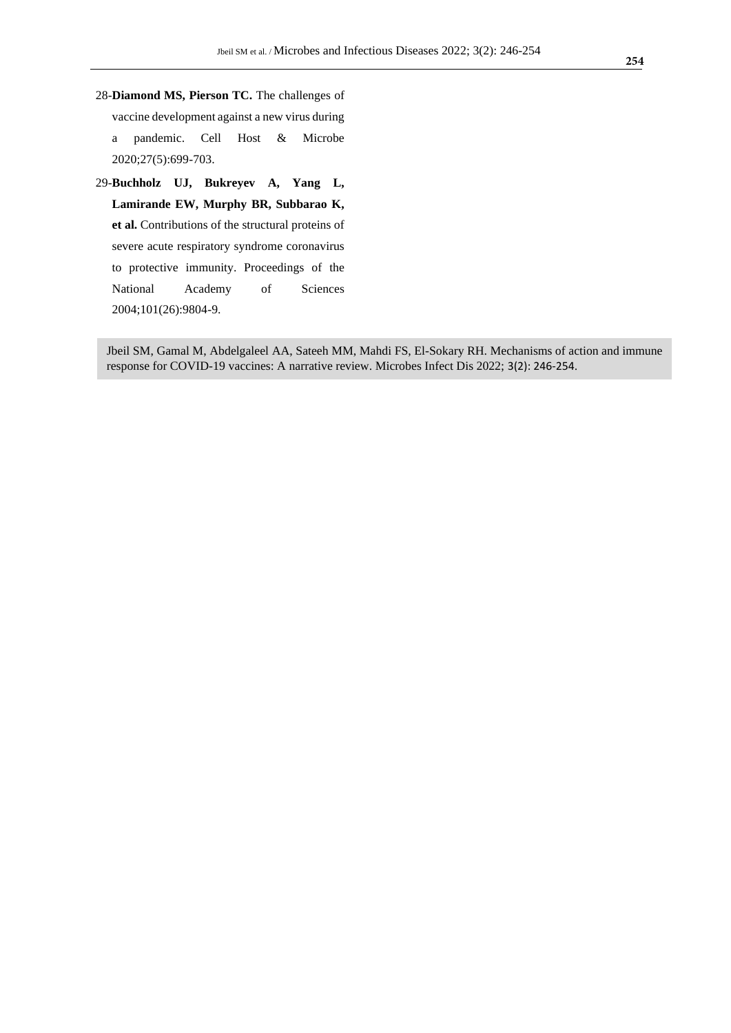28-**Diamond MS, Pierson TC.** The challenges of vaccine development against a new virus during a pandemic. Cell Host & Microbe 2020;27(5):699-703.

29-**Buchholz UJ, Bukreyev A, Yang L, Lamirande EW, Murphy BR, Subbarao K, et al.** Contributions of the structural proteins of severe acute respiratory syndrome coronavirus to protective immunity. Proceedings of the National Academy of Sciences 2004;101(26):9804-9.

Jbeil SM, Gamal M, Abdelgaleel AA, Sateeh MM, Mahdi FS, El-Sokary RH. Mechanisms of action and immune response for COVID-19 vaccines: A narrative review. Microbes Infect Dis 2022; 3(2): 246-254.